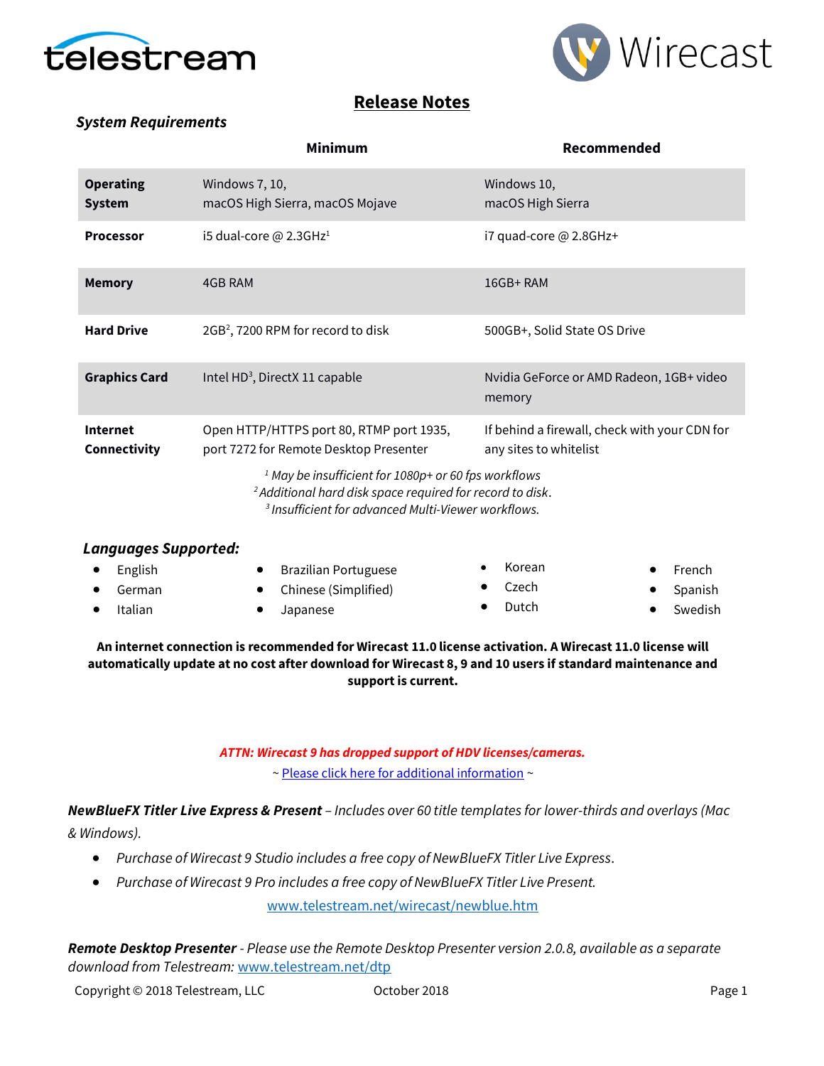# Release Notes

### *System Requirements*

| | Minimum | Recommended |
|---|---|---|
| **Operating System** | Windows 7, 10, macOS High Sierra, macOS Mojave | Windows 10, macOS High Sierra |
| **Processor** | i5 dual-core @ 2.3GHz[1] | i7 quad-core @ 2.8GHz+ |
| **Memory** | 4GB RAM | 16GB+ RAM |
| **Hard Drive** | 2GB[2], 7200 RPM for record to disk | 500GB+, Solid State OS Drive |
| **Graphics Card** | Intel HD[3], DirectX 11 capable | Nvidia GeForce or AMD Radeon, 1GB+ video memory |
| **Internet Connectivity** | Open HTTP/HTTPS port 80, RTMP port 1935, port 7272 for Remote Desktop Presenter | If behind a firewall, check with your CDN for any sites to whitelist |

*[1] May be insufficient for 1080p+ or 60 fps workflows*
*[2] Additional hard disk space required for record to disk.*
*[3] Insufficient for advanced Multi-Viewer workflows.*

### *Languages Supported:*

- English
- German
- Italian
- Brazilian Portuguese
- Chinese (Simplified)
- Japanese
- Korean
- Czech
- Dutch
- French
- Spanish
- Swedish

**An internet connection is recommended for Wirecast 11.0 license activation. A Wirecast 11.0 license will automatically update at no cost after download for Wirecast 8, 9 and 10 users if standard maintenance and support is current.**

***ATTN: Wirecast 9 has dropped support of HDV licenses/cameras.***

~ Please click here for additional information ~

***NewBlueFX Titler Live Express & Present*** *– Includes over 60 title templates for lower-thirds and overlays (Mac & Windows).*

- *Purchase of Wirecast 9 Studio includes a free copy of NewBlueFX Titler Live Express.*
- *Purchase of Wirecast 9 Pro includes a free copy of NewBlueFX Titler Live Present.*

www.telestream.net/wirecast/newblue.htm

***Remote Desktop Presenter*** *- Please use the Remote Desktop Presenter version 2.0.8, available as a separate download from Telestream:* www.telestream.net/dtp

Copyright © 2018 Telestream, LLC October 2018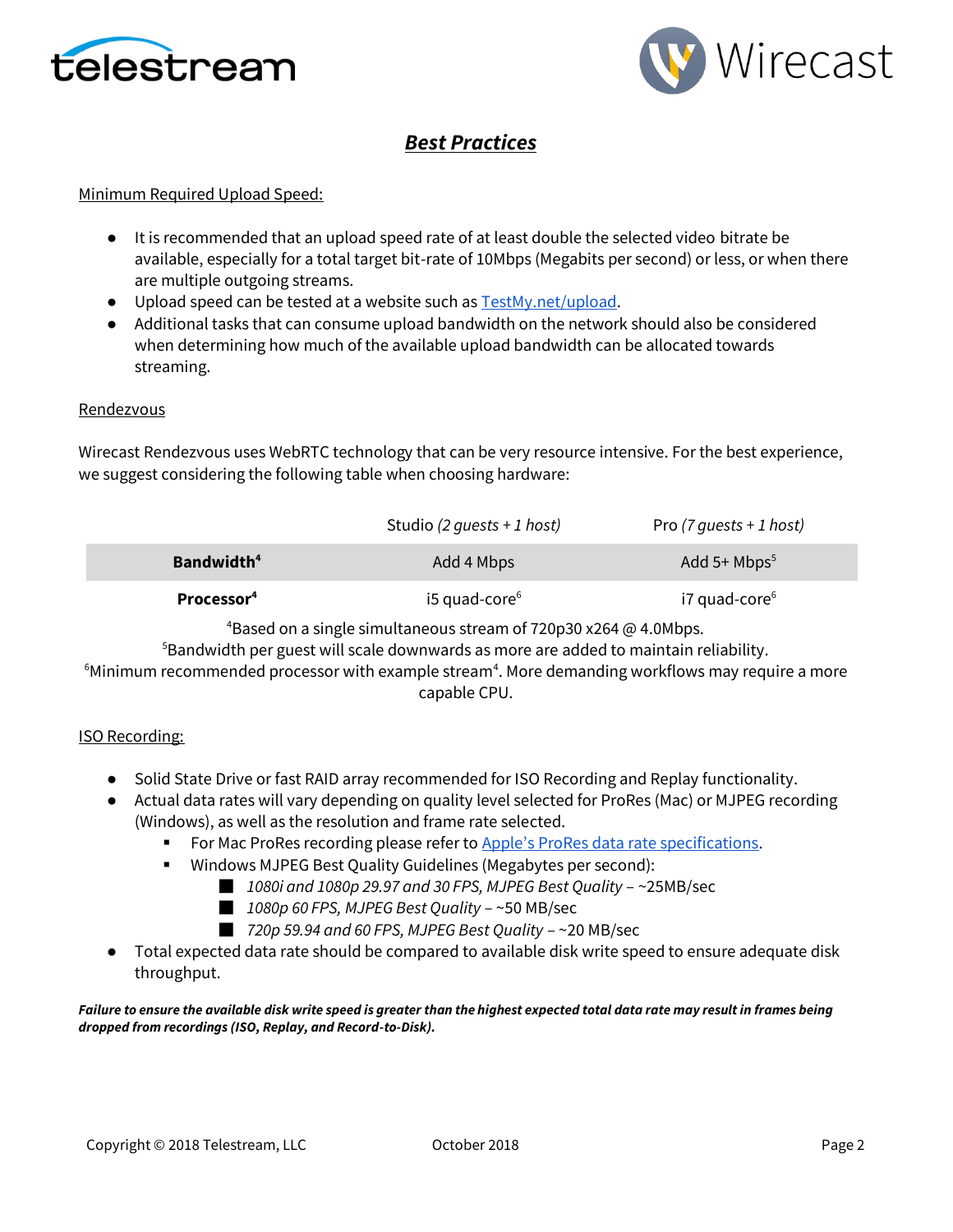## ***Best Practices***

Minimum Required Upload Speed:

- It is recommended that an upload speed rate of at least double the selected video bitrate be available, especially for a total target bit-rate of 10Mbps (Megabits per second) or less, or when there are multiple outgoing streams.
- Upload speed can be tested at a website such as [TestMy.net/upload](TestMy.net/upload).
- Additional tasks that can consume upload bandwidth on the network should also be considered when determining how much of the available upload bandwidth can be allocated towards streaming.

Rendezvous

Wirecast Rendezvous uses WebRTC technology that can be very resource intensive. For the best experience, we suggest considering the following table when choosing hardware:

| | Studio *(2 guests + 1 host)* | Pro *(7 guests + 1 host)* |
|---|---|---|
| **Bandwidth**[4] | Add 4 Mbps | Add 5+ Mbps[5] |
| **Processor**[4] | i5 quad-core[6] | i7 quad-core[6] |

[4]Based on a single simultaneous stream of 720p30 x264 @ 4.0Mbps.
[5]Bandwidth per guest will scale downwards as more are added to maintain reliability.
[6]Minimum recommended processor with example stream[4]. More demanding workflows may require a more capable CPU.

ISO Recording:

- Solid State Drive or fast RAID array recommended for ISO Recording and Replay functionality.
- Actual data rates will vary depending on quality level selected for ProRes (Mac) or MJPEG recording (Windows), as well as the resolution and frame rate selected.
  - For Mac ProRes recording please refer to Apple's ProRes data rate specifications.
  - Windows MJPEG Best Quality Guidelines (Megabytes per second):
    - *1080i and 1080p 29.97 and 30 FPS, MJPEG Best Quality* – ~25MB/sec
    - *1080p 60 FPS, MJPEG Best Quality* – ~50 MB/sec
    - *720p 59.94 and 60 FPS, MJPEG Best Quality* – ~20 MB/sec
- Total expected data rate should be compared to available disk write speed to ensure adequate disk throughput.

***Failure to ensure the available disk write speed is greater than the highest expected total data rate may result in frames being dropped from recordings (ISO, Replay, and Record-to-Disk).***

Copyright © 2018 Telestream, LLC October 2018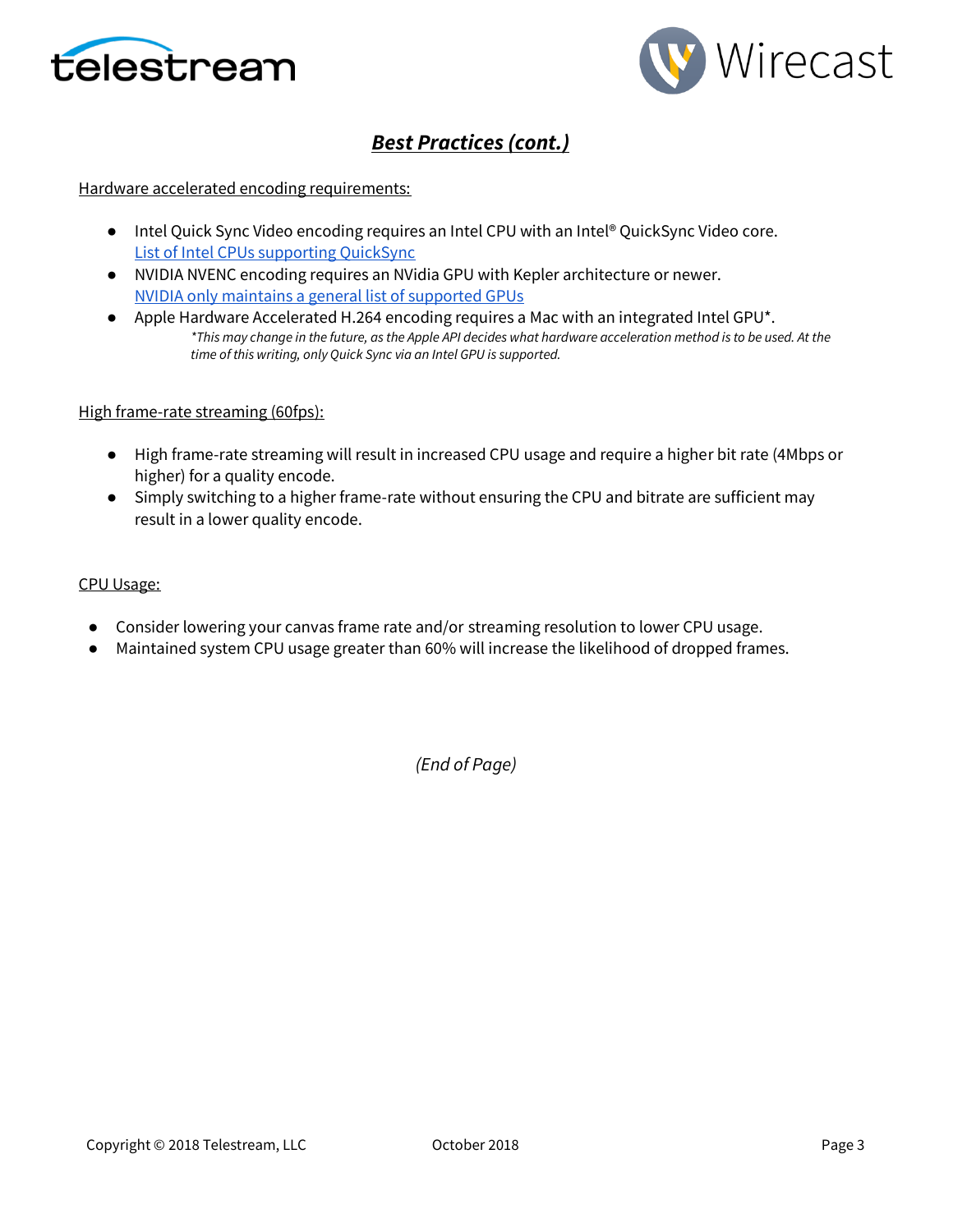## ***Best Practices (cont.)***

Hardware accelerated encoding requirements:

- Intel Quick Sync Video encoding requires an Intel CPU with an Intel® QuickSync Video core. [List of Intel CPUs supporting QuickSync]
- NVIDIA NVENC encoding requires an NVidia GPU with Kepler architecture or newer. [NVIDIA only maintains a general list of supported GPUs]
- Apple Hardware Accelerated H.264 encoding requires a Mac with an integrated Intel GPU*.
  *\*This may change in the future, as the Apple API decides what hardware acceleration method is to be used. At the time of this writing, only Quick Sync via an Intel GPU is supported.*

High frame-rate streaming (60fps):

- High frame-rate streaming will result in increased CPU usage and require a higher bit rate (4Mbps or higher) for a quality encode.
- Simply switching to a higher frame-rate without ensuring the CPU and bitrate are sufficient may result in a lower quality encode.

CPU Usage:

- Consider lowering your canvas frame rate and/or streaming resolution to lower CPU usage.
- Maintained system CPU usage greater than 60% will increase the likelihood of dropped frames.

*(End of Page)*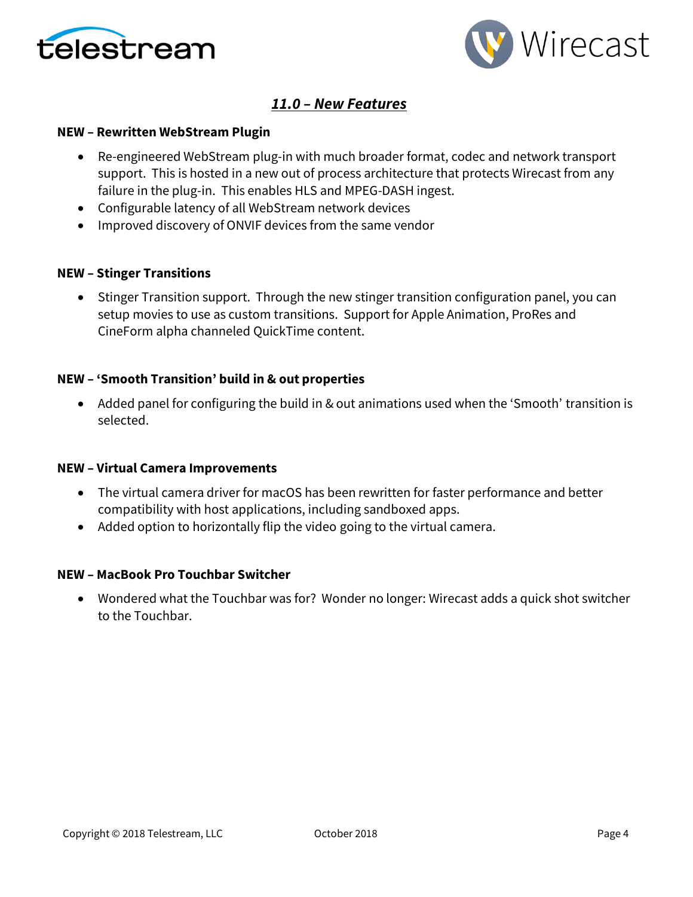## *11.0 – New Features*

**NEW – Rewritten WebStream Plugin**

- Re-engineered WebStream plug-in with much broader format, codec and network transport support. This is hosted in a new out of process architecture that protects Wirecast from any failure in the plug-in. This enables HLS and MPEG-DASH ingest.
- Configurable latency of all WebStream network devices
- Improved discovery of ONVIF devices from the same vendor

**NEW – Stinger Transitions**

- Stinger Transition support. Through the new stinger transition configuration panel, you can setup movies to use as custom transitions. Support for Apple Animation, ProRes and CineForm alpha channeled QuickTime content.

**NEW – 'Smooth Transition' build in & out properties**

- Added panel for configuring the build in & out animations used when the 'Smooth' transition is selected.

**NEW – Virtual Camera Improvements**

- The virtual camera driver for macOS has been rewritten for faster performance and better compatibility with host applications, including sandboxed apps.
- Added option to horizontally flip the video going to the virtual camera.

**NEW – MacBook Pro Touchbar Switcher**

- Wondered what the Touchbar was for? Wonder no longer: Wirecast adds a quick shot switcher to the Touchbar.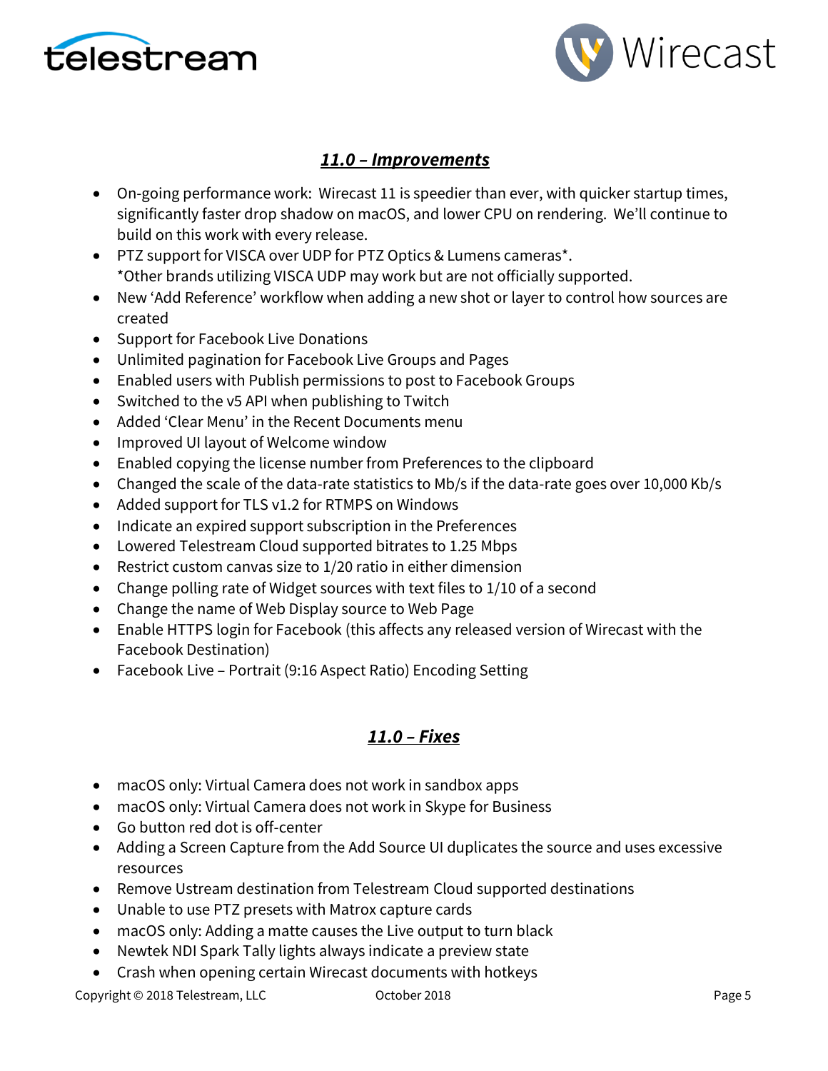## ***11.0 – Improvements***

- On-going performance work: Wirecast 11 is speedier than ever, with quicker startup times, significantly faster drop shadow on macOS, and lower CPU on rendering. We'll continue to build on this work with every release.
- PTZ support for VISCA over UDP for PTZ Optics & Lumens cameras*.
  *Other brands utilizing VISCA UDP may work but are not officially supported.
- New 'Add Reference' workflow when adding a new shot or layer to control how sources are created
- Support for Facebook Live Donations
- Unlimited pagination for Facebook Live Groups and Pages
- Enabled users with Publish permissions to post to Facebook Groups
- Switched to the v5 API when publishing to Twitch
- Added 'Clear Menu' in the Recent Documents menu
- Improved UI layout of Welcome window
- Enabled copying the license number from Preferences to the clipboard
- Changed the scale of the data-rate statistics to Mb/s if the data-rate goes over 10,000 Kb/s
- Added support for TLS v1.2 for RTMPS on Windows
- Indicate an expired support subscription in the Preferences
- Lowered Telestream Cloud supported bitrates to 1.25 Mbps
- Restrict custom canvas size to 1/20 ratio in either dimension
- Change polling rate of Widget sources with text files to 1/10 of a second
- Change the name of Web Display source to Web Page
- Enable HTTPS login for Facebook (this affects any released version of Wirecast with the Facebook Destination)
- Facebook Live – Portrait (9:16 Aspect Ratio) Encoding Setting

## ***11.0 – Fixes***

- macOS only: Virtual Camera does not work in sandbox apps
- macOS only: Virtual Camera does not work in Skype for Business
- Go button red dot is off-center
- Adding a Screen Capture from the Add Source UI duplicates the source and uses excessive resources
- Remove Ustream destination from Telestream Cloud supported destinations
- Unable to use PTZ presets with Matrox capture cards
- macOS only: Adding a matte causes the Live output to turn black
- Newtek NDI Spark Tally lights always indicate a preview state
- Crash when opening certain Wirecast documents with hotkeys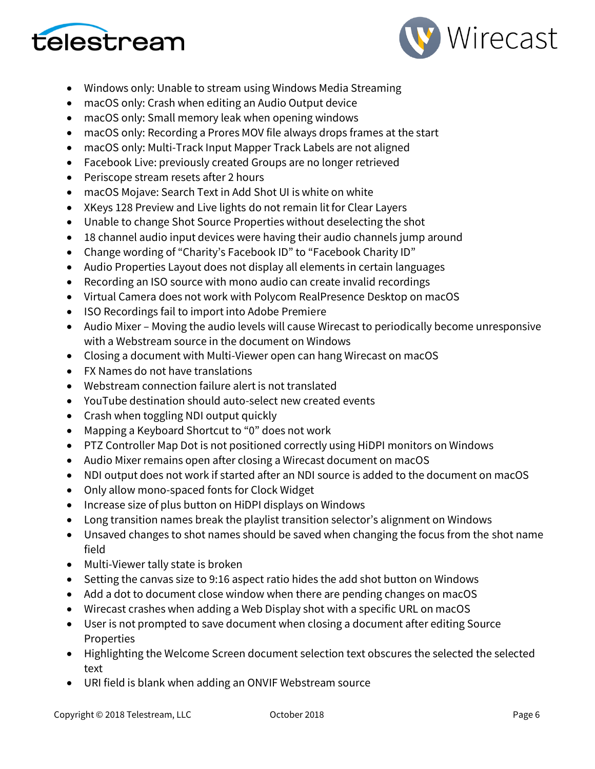- Windows only: Unable to stream using Windows Media Streaming
- macOS only: Crash when editing an Audio Output device
- macOS only: Small memory leak when opening windows
- macOS only: Recording a Prores MOV file always drops frames at the start
- macOS only: Multi-Track Input Mapper Track Labels are not aligned
- Facebook Live: previously created Groups are no longer retrieved
- Periscope stream resets after 2 hours
- macOS Mojave: Search Text in Add Shot UI is white on white
- XKeys 128 Preview and Live lights do not remain lit for Clear Layers
- Unable to change Shot Source Properties without deselecting the shot
- 18 channel audio input devices were having their audio channels jump around
- Change wording of "Charity's Facebook ID" to "Facebook Charity ID"
- Audio Properties Layout does not display all elements in certain languages
- Recording an ISO source with mono audio can create invalid recordings
- Virtual Camera does not work with Polycom RealPresence Desktop on macOS
- ISO Recordings fail to import into Adobe Premiere
- Audio Mixer – Moving the audio levels will cause Wirecast to periodically become unresponsive with a Webstream source in the document on Windows
- Closing a document with Multi-Viewer open can hang Wirecast on macOS
- FX Names do not have translations
- Webstream connection failure alert is not translated
- YouTube destination should auto-select new created events
- Crash when toggling NDI output quickly
- Mapping a Keyboard Shortcut to "0" does not work
- PTZ Controller Map Dot is not positioned correctly using HiDPI monitors on Windows
- Audio Mixer remains open after closing a Wirecast document on macOS
- NDI output does not work if started after an NDI source is added to the document on macOS
- Only allow mono-spaced fonts for Clock Widget
- Increase size of plus button on HiDPI displays on Windows
- Long transition names break the playlist transition selector's alignment on Windows
- Unsaved changes to shot names should be saved when changing the focus from the shot name field
- Multi-Viewer tally state is broken
- Setting the canvas size to 9:16 aspect ratio hides the add shot button on Windows
- Add a dot to document close window when there are pending changes on macOS
- Wirecast crashes when adding a Web Display shot with a specific URL on macOS
- User is not prompted to save document when closing a document after editing Source Properties
- Highlighting the Welcome Screen document selection text obscures the selected the selected text
- URI field is blank when adding an ONVIF Webstream source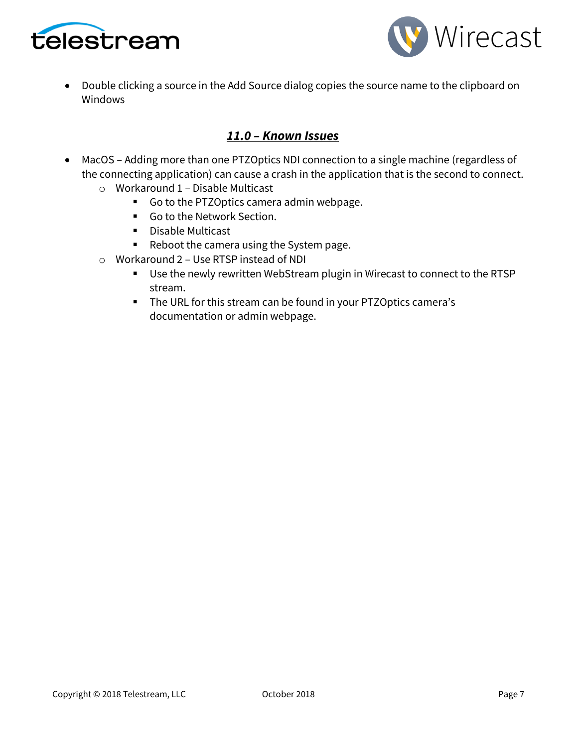- Double clicking a source in the Add Source dialog copies the source name to the clipboard on Windows

## ***11.0 – Known Issues***

- MacOS – Adding more than one PTZOptics NDI connection to a single machine (regardless of the connecting application) can cause a crash in the application that is the second to connect.
  - Workaround 1 – Disable Multicast
    - Go to the PTZOptics camera admin webpage.
    - Go to the Network Section.
    - Disable Multicast
    - Reboot the camera using the System page.
  - Workaround 2 – Use RTSP instead of NDI
    - Use the newly rewritten WebStream plugin in Wirecast to connect to the RTSP stream.
    - The URL for this stream can be found in your PTZOptics camera's documentation or admin webpage.